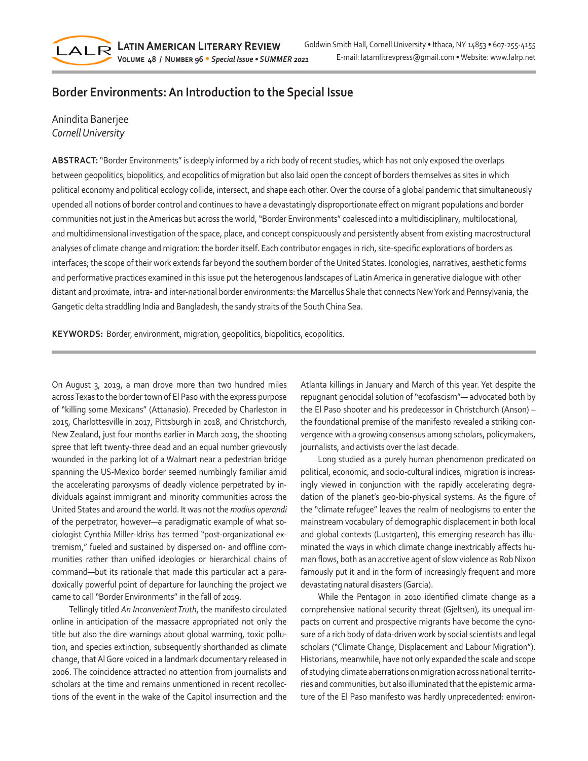# Border Environments: An Introduction to the Special Issue

Anindita Banerjee
*Cornell University*

**ABSTRACT:** "Border Environments" is deeply informed by a rich body of recent studies, which has not only exposed the overlaps between geopolitics, biopolitics, and ecopolitics of migration but also laid open the concept of borders themselves as sites in which political economy and political ecology collide, intersect, and shape each other. Over the course of a global pandemic that simultaneously upended all notions of border control and continues to have a devastatingly disproportionate effect on migrant populations and border communities not just in the Americas but across the world, "Border Environments" coalesced into a multidisciplinary, multilocational, and multidimensional investigation of the space, place, and concept conspicuously and persistently absent from existing macrostructural analyses of climate change and migration: the border itself. Each contributor engages in rich, site-specific explorations of borders as interfaces; the scope of their work extends far beyond the southern border of the United States. Iconologies, narratives, aesthetic forms and performative practices examined in this issue put the heterogenous landscapes of Latin America in generative dialogue with other distant and proximate, intra- and inter-national border environments: the Marcellus Shale that connects New York and Pennsylvania, the Gangetic delta straddling India and Bangladesh, the sandy straits of the South China Sea.

**KEYWORDS:** Border, environment, migration, geopolitics, biopolitics, ecopolitics.

On August 3, 2019, a man drove more than two hundred miles across Texas to the border town of El Paso with the express purpose of "killing some Mexicans" (Attanasio). Preceded by Charleston in 2015, Charlottesville in 2017, Pittsburgh in 2018, and Christchurch, New Zealand, just four months earlier in March 2019, the shooting spree that left twenty-three dead and an equal number grievously wounded in the parking lot of a Walmart near a pedestrian bridge spanning the US-Mexico border seemed numbingly familiar amid the accelerating paroxysms of deadly violence perpetrated by individuals against immigrant and minority communities across the United States and around the world. It was not the *modius operandi* of the perpetrator, however—a paradigmatic example of what sociologist Cynthia Miller-Idriss has termed "post-organizational extremism," fueled and sustained by dispersed on- and offline communities rather than unified ideologies or hierarchical chains of command—but its rationale that made this particular act a paradoxically powerful point of departure for launching the project we came to call "Border Environments" in the fall of 2019.

Tellingly titled *An Inconvenient Truth*, the manifesto circulated online in anticipation of the massacre appropriated not only the title but also the dire warnings about global warming, toxic pollution, and species extinction, subsequently shorthanded as climate change, that Al Gore voiced in a landmark documentary released in 2006. The coincidence attracted no attention from journalists and scholars at the time and remains unmentioned in recent recollections of the event in the wake of the Capitol insurrection and the Atlanta killings in January and March of this year. Yet despite the repugnant genocidal solution of "ecofascism"— advocated both by the El Paso shooter and his predecessor in Christchurch (Anson) – the foundational premise of the manifesto revealed a striking convergence with a growing consensus among scholars, policymakers, journalists, and activists over the last decade.

Long studied as a purely human phenomenon predicated on political, economic, and socio-cultural indices, migration is increasingly viewed in conjunction with the rapidly accelerating degradation of the planet's geo-bio-physical systems. As the figure of the "climate refugee" leaves the realm of neologisms to enter the mainstream vocabulary of demographic displacement in both local and global contexts (Lustgarten), this emerging research has illuminated the ways in which climate change inextricably affects human flows, both as an accretive agent of slow violence as Rob Nixon famously put it and in the form of increasingly frequent and more devastating natural disasters (Garcia).

While the Pentagon in 2010 identified climate change as a comprehensive national security threat (Gjeltsen), its unequal impacts on current and prospective migrants have become the cynosure of a rich body of data-driven work by social scientists and legal scholars ("Climate Change, Displacement and Labour Migration"). Historians, meanwhile, have not only expanded the scale and scope of studying climate aberrations on migration across national territories and communities, but also illuminated that the epistemic armature of the El Paso manifesto was hardly unprecedented: environ-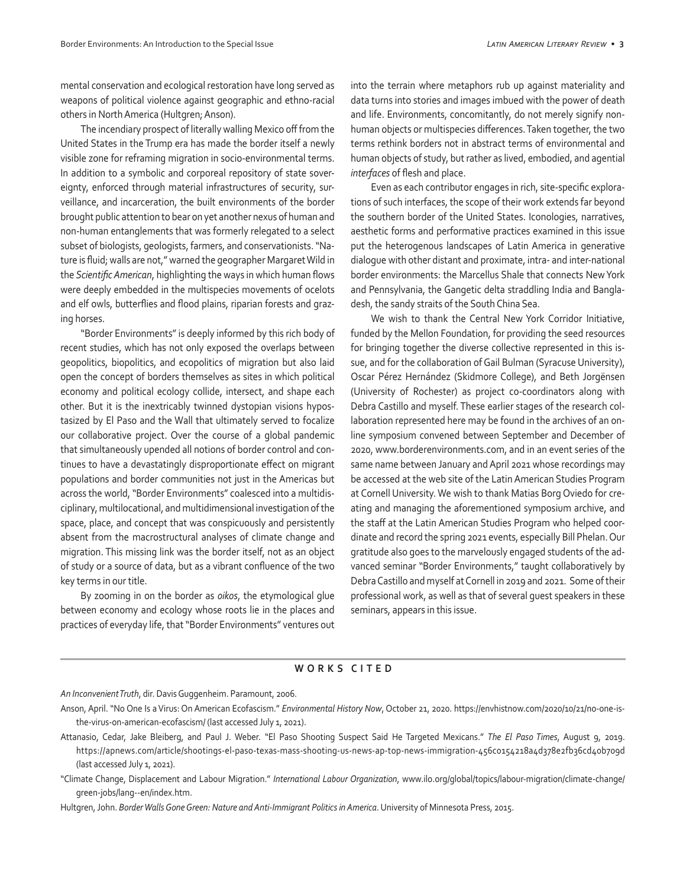mental conservation and ecological restoration have long served as weapons of political violence against geographic and ethno-racial others in North America (Hultgren; Anson).

The incendiary prospect of literally walling Mexico off from the United States in the Trump era has made the border itself a newly visible zone for reframing migration in socio-environmental terms. In addition to a symbolic and corporeal repository of state sovereignty, enforced through material infrastructures of security, surveillance, and incarceration, the built environments of the border brought public attention to bear on yet another nexus of human and non-human entanglements that was formerly relegated to a select subset of biologists, geologists, farmers, and conservationists. "Nature is fluid; walls are not," warned the geographer Margaret Wild in the *Scientific American*, highlighting the ways in which human flows were deeply embedded in the multispecies movements of ocelots and elf owls, butterflies and flood plains, riparian forests and grazing horses.

"Border Environments" is deeply informed by this rich body of recent studies, which has not only exposed the overlaps between geopolitics, biopolitics, and ecopolitics of migration but also laid open the concept of borders themselves as sites in which political economy and political ecology collide, intersect, and shape each other. But it is the inextricably twinned dystopian visions hypostasized by El Paso and the Wall that ultimately served to focalize our collaborative project. Over the course of a global pandemic that simultaneously upended all notions of border control and continues to have a devastatingly disproportionate effect on migrant populations and border communities not just in the Americas but across the world, "Border Environments" coalesced into a multidisciplinary, multilocational, and multidimensional investigation of the space, place, and concept that was conspicuously and persistently absent from the macrostructural analyses of climate change and migration. This missing link was the border itself, not as an object of study or a source of data, but as a vibrant confluence of the two key terms in our title.

By zooming in on the border as *oikos*, the etymological glue between economy and ecology whose roots lie in the places and practices of everyday life, that "Border Environments" ventures out into the terrain where metaphors rub up against materiality and data turns into stories and images imbued with the power of death and life. Environments, concomitantly, do not merely signify non-human objects or multispecies differences. Taken together, the two terms rethink borders not in abstract terms of environmental and human objects of study, but rather as lived, embodied, and agential *interfaces* of flesh and place.

Even as each contributor engages in rich, site-specific explorations of such interfaces, the scope of their work extends far beyond the southern border of the United States. Iconologies, narratives, aesthetic forms and performative practices examined in this issue put the heterogenous landscapes of Latin America in generative dialogue with other distant and proximate, intra- and inter-national border environments: the Marcellus Shale that connects New York and Pennsylvania, the Gangetic delta straddling India and Bangladesh, the sandy straits of the South China Sea.

We wish to thank the Central New York Corridor Initiative, funded by the Mellon Foundation, for providing the seed resources for bringing together the diverse collective represented in this issue, and for the collaboration of Gail Bulman (Syracuse University), Oscar Pérez Hernández (Skidmore College), and Beth Jorgënsen (University of Rochester) as project co-coordinators along with Debra Castillo and myself. These earlier stages of the research collaboration represented here may be found in the archives of an online symposium convened between September and December of 2020, www.borderenvironments.com, and in an event series of the same name between January and April 2021 whose recordings may be accessed at the web site of the Latin American Studies Program at Cornell University. We wish to thank Matias Borg Oviedo for creating and managing the aforementioned symposium archive, and the staff at the Latin American Studies Program who helped coordinate and record the spring 2021 events, especially Bill Phelan. Our gratitude also goes to the marvelously engaged students of the advanced seminar "Border Environments," taught collaboratively by Debra Castillo and myself at Cornell in 2019 and 2021. Some of their professional work, as well as that of several guest speakers in these seminars, appears in this issue.

## WORKS CITED

*An Inconvenient Truth*, dir. Davis Guggenheim. Paramount, 2006.

Anson, April. "No One Is a Virus: On American Ecofascism." *Environmental History Now*, October 21, 2020. https://envhistnow.com/2020/10/21/no-one-is-the-virus-on-american-ecofascism/ (last accessed July 1, 2021).

Attanasio, Cedar, Jake Bleiberg, and Paul J. Weber. "El Paso Shooting Suspect Said He Targeted Mexicans." *The El Paso Times*, August 9, 2019. https://apnews.com/article/shootings-el-paso-texas-mass-shooting-us-news-ap-top-news-immigration-456c0154218a4d378e2fb36cd40b709d (last accessed July 1, 2021).

"Climate Change, Displacement and Labour Migration." *International Labour Organization*, www.ilo.org/global/topics/labour-migration/climate-change/green-jobs/lang--en/index.htm.

Hultgren, John. *Border Walls Gone Green: Nature and Anti-Immigrant Politics in America*. University of Minnesota Press, 2015.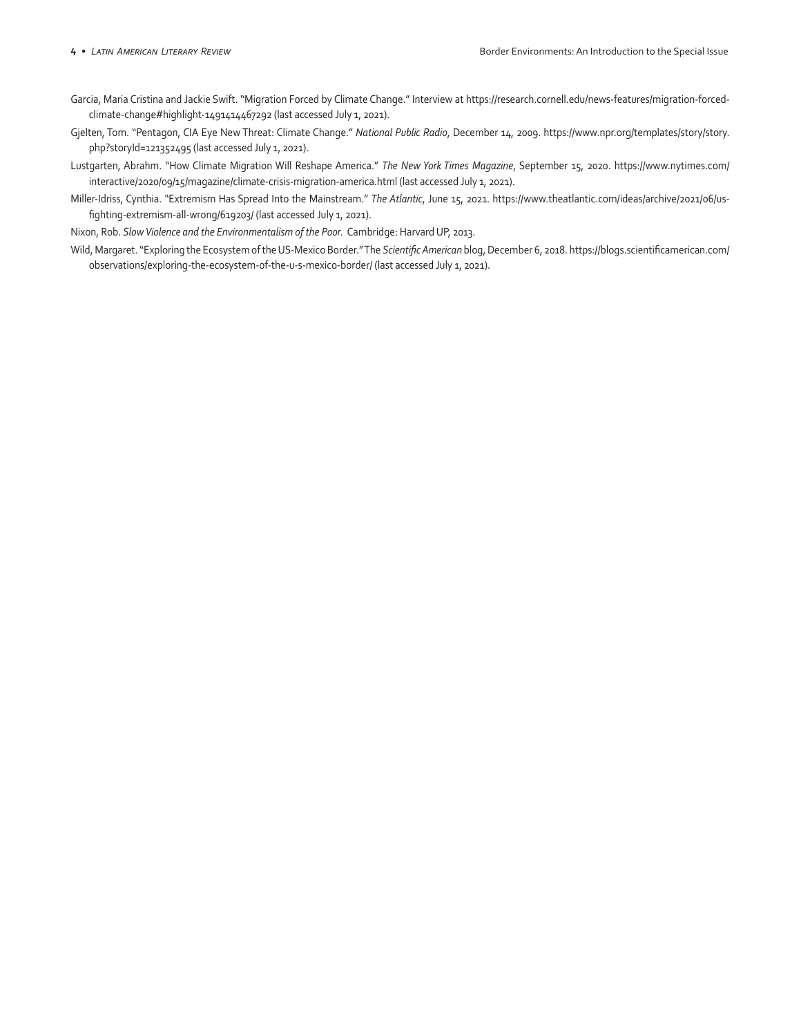Garcia, Maria Cristina and Jackie Swift. "Migration Forced by Climate Change." Interview at https://research.cornell.edu/news-features/migration-forced-climate-change#highlight-1491414467292 (last accessed July 1, 2021).

Gjelten, Tom. "Pentagon, CIA Eye New Threat: Climate Change." *National Public Radio*, December 14, 2009. https://www.npr.org/templates/story/story.php?storyId=121352495 (last accessed July 1, 2021).

Lustgarten, Abrahm. "How Climate Migration Will Reshape America." *The New York Times Magazine*, September 15, 2020. https://www.nytimes.com/interactive/2020/09/15/magazine/climate-crisis-migration-america.html (last accessed July 1, 2021).

Miller-Idriss, Cynthia. "Extremism Has Spread Into the Mainstream." *The Atlantic*, June 15, 2021. https://www.theatlantic.com/ideas/archive/2021/06/us-fighting-extremism-all-wrong/619203/ (last accessed July 1, 2021).

Nixon, Rob. *Slow Violence and the Environmentalism of the Poor.* Cambridge: Harvard UP, 2013.

Wild, Margaret. "Exploring the Ecosystem of the US-Mexico Border." The *Scientific American* blog, December 6, 2018. https://blogs.scientificamerican.com/observations/exploring-the-ecosystem-of-the-u-s-mexico-border/ (last accessed July 1, 2021).